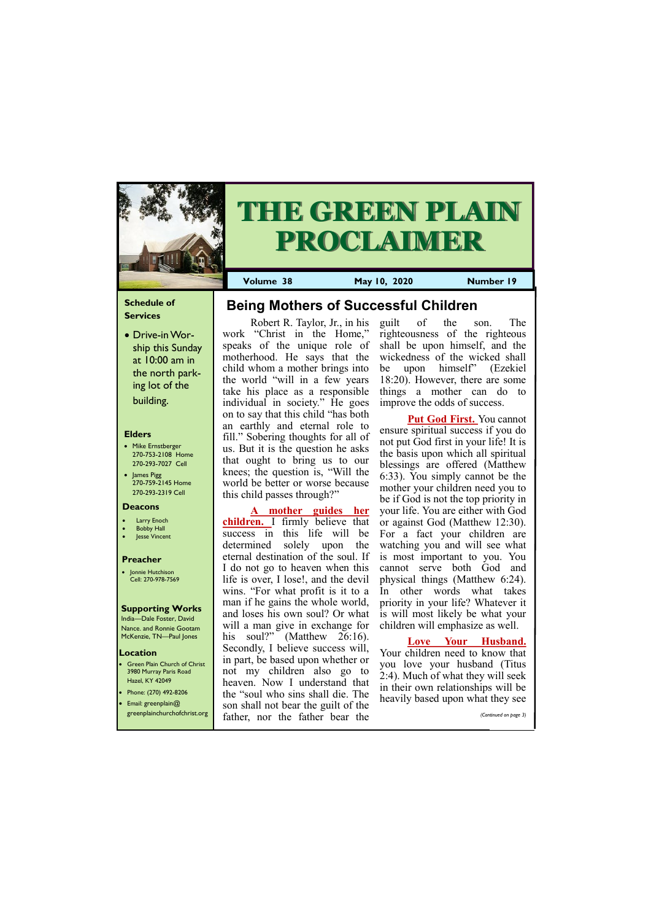# THE GREEN PLAIN PROCLAIMER

**Volume 38** | **May 10, 2020** | **Number 19**

## Being Mothers of Successful Children

Robert R. Taylor, Jr., in his work "Christ in the Home," speaks of the unique role of motherhood. He says that the child whom a mother brings into the world "will in a few years take his place as a responsible individual in society." He goes on to say that this child "has both an earthly and eternal role to fill." Sobering thoughts for all of us. But it is the question he asks that ought to bring us to our knees; the question is, "Will the world be better or worse because this child passes through?"

**A mother guides her children.** I firmly believe that success in this life will be determined solely upon the eternal destination of the soul. If I do not go to heaven when this life is over, I lose!, and the devil wins. "For what profit is it to a man if he gains the whole world, and loses his own soul? Or what will a man give in exchange for his soul?" (Matthew 26:16). Secondly, I believe success will, in part, be based upon whether or not my children also go to heaven. Now I understand that the "soul who sins shall die. The son shall not bear the guilt of the father, nor the father bear the guilt of the son. The righteousness of the righteous shall be upon himself, and the wickedness of the wicked shall be upon himself" (Ezekiel 18:20). However, there are some things a mother can do to improve the odds of success.

**Put God First.** You cannot ensure spiritual success if you do not put God first in your life! It is the basis upon which all spiritual blessings are offered (Matthew 6:33). You simply cannot be the mother your children need you to be if God is not the top priority in your life. You are either with God or against God (Matthew 12:30). For a fact your children are watching you and will see what is most important to you. You cannot serve both God and physical things (Matthew 6:24). In other words what takes priority in your life? Whatever it is will most likely be what your children will emphasize as well.

**Love Your Husband.** Your children need to know that you love your husband (Titus 2:4). Much of what they will seek in their own relationships will be heavily based upon what they see

*(Continued on page 3)*

---

### Schedule of Services

- Drive-in Worship this Sunday at 10:00 am in the north parking lot of the building.

### Elders

- Mike Ernstberger
  270-753-2108 Home
  270-293-7027 Cell
- James Pigg
  270-759-2145 Home
  270-293-2319 Cell

### Deacons

- Larry Enoch
- Bobby Hall
- Jesse Vincent

### Preacher

- Jonnie Hutchison
  Cell: 270-978-7569

### Supporting Works

India—Dale Foster, David Nance. and Ronnie Gootam
McKenzie, TN—Paul Jones

### Location

- Green Plain Church of Christ
  3980 Murray Paris Road
  Hazel, KY 42049
- Phone: (270) 492-8206
- Email: greenplain@greenplainchurchofchrist.org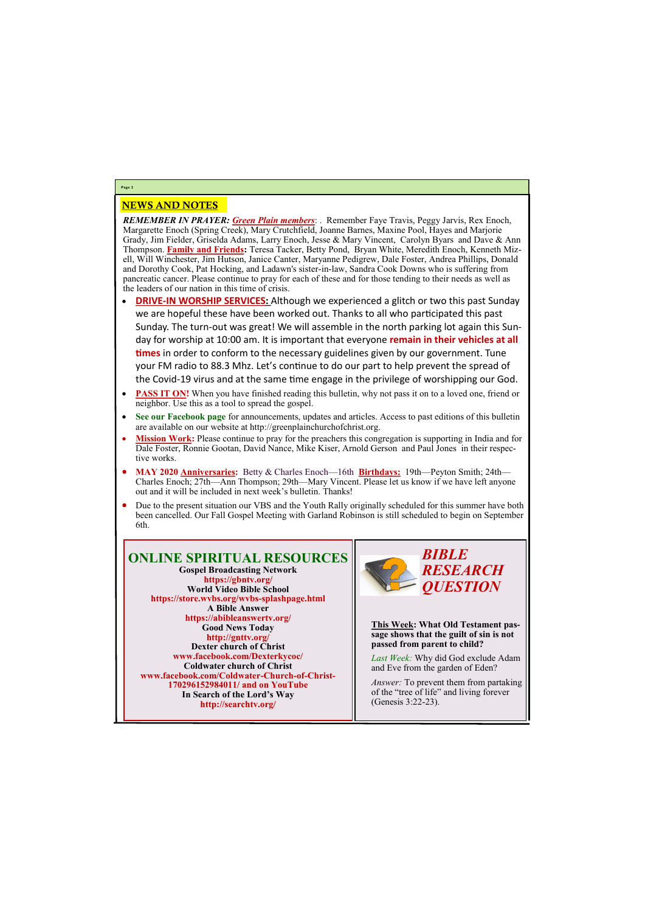## NEWS AND NOTES

***REMEMBER IN PRAYER: Green Plain members***: . Remember Faye Travis, Peggy Jarvis, Rex Enoch, Margarette Enoch (Spring Creek), Mary Crutchfield, Joanne Barnes, Maxine Pool, Hayes and Marjorie Grady, Jim Fielder, Griselda Adams, Larry Enoch, Jesse & Mary Vincent, Carolyn Byars and Dave & Ann Thompson. **Family and Friends:** Teresa Tacker, Betty Pond, Bryan White, Meredith Enoch, Kenneth Mizell, Will Winchester, Jim Hutson, Janice Canter, Maryanne Pedigrew, Dale Foster, Andrea Phillips, Donald and Dorothy Cook, Pat Hocking, and Ladawn's sister-in-law, Sandra Cook Downs who is suffering from pancreatic cancer. Please continue to pray for each of these and for those tending to their needs as well as the leaders of our nation in this time of crisis.

- **DRIVE-IN WORSHIP SERVICES:** Although we experienced a glitch or two this past Sunday we are hopeful these have been worked out. Thanks to all who participated this past Sunday. The turn-out was great! We will assemble in the north parking lot again this Sunday for worship at 10:00 am. It is important that everyone **remain in their vehicles at all times** in order to conform to the necessary guidelines given by our government. Tune your FM radio to 88.3 Mhz. Let's continue to do our part to help prevent the spread of the Covid-19 virus and at the same time engage in the privilege of worshipping our God.
- **PASS IT ON!** When you have finished reading this bulletin, why not pass it on to a loved one, friend or neighbor. Use this as a tool to spread the gospel.
- **See our Facebook page** for announcements, updates and articles. Access to past editions of this bulletin are available on our website at http://greenplainchurchofchrist.org.
- **Mission Work:** Please continue to pray for the preachers this congregation is supporting in India and for Dale Foster, Ronnie Gootan, David Nance, Mike Kiser, Arnold Gerson and Paul Jones in their respective works.
- **MAY 2020 Anniversaries:** Betty & Charles Enoch—16th **Birthdays:** 19th—Peyton Smith; 24th—Charles Enoch; 27th—Ann Thompson; 29th—Mary Vincent. Please let us know if we have left anyone out and it will be included in next week's bulletin. Thanks!
- Due to the present situation our VBS and the Youth Rally originally scheduled for this summer have both been cancelled. Our Fall Gospel Meeting with Garland Robinson is still scheduled to begin on September 6th.

## ONLINE SPIRITUAL RESOURCES

**Gospel Broadcasting Network**
**https://gbntv.org/**
**World Video Bible School**
**https://store.wvbs.org/wvbs-splashpage.html**
**A Bible Answer**
**https://abibleanswertv.org/**
**Good News Today**
**http://gnttv.org/**
**Dexter church of Christ**
**www.facebook.com/Dexterkycoc/**
**Coldwater church of Christ**
**www.facebook.com/Coldwater-Church-of-Christ-170296152984011/ and on YouTube**
**In Search of the Lord's Way**
**http://searchtv.org/**

## *BIBLE RESEARCH QUESTION*

**This Week: What Old Testament passage shows that the guilt of sin is not passed from parent to child?**

*Last Week:* Why did God exclude Adam and Eve from the garden of Eden?

*Answer:* To prevent them from partaking of the "tree of life" and living forever (Genesis 3:22-23).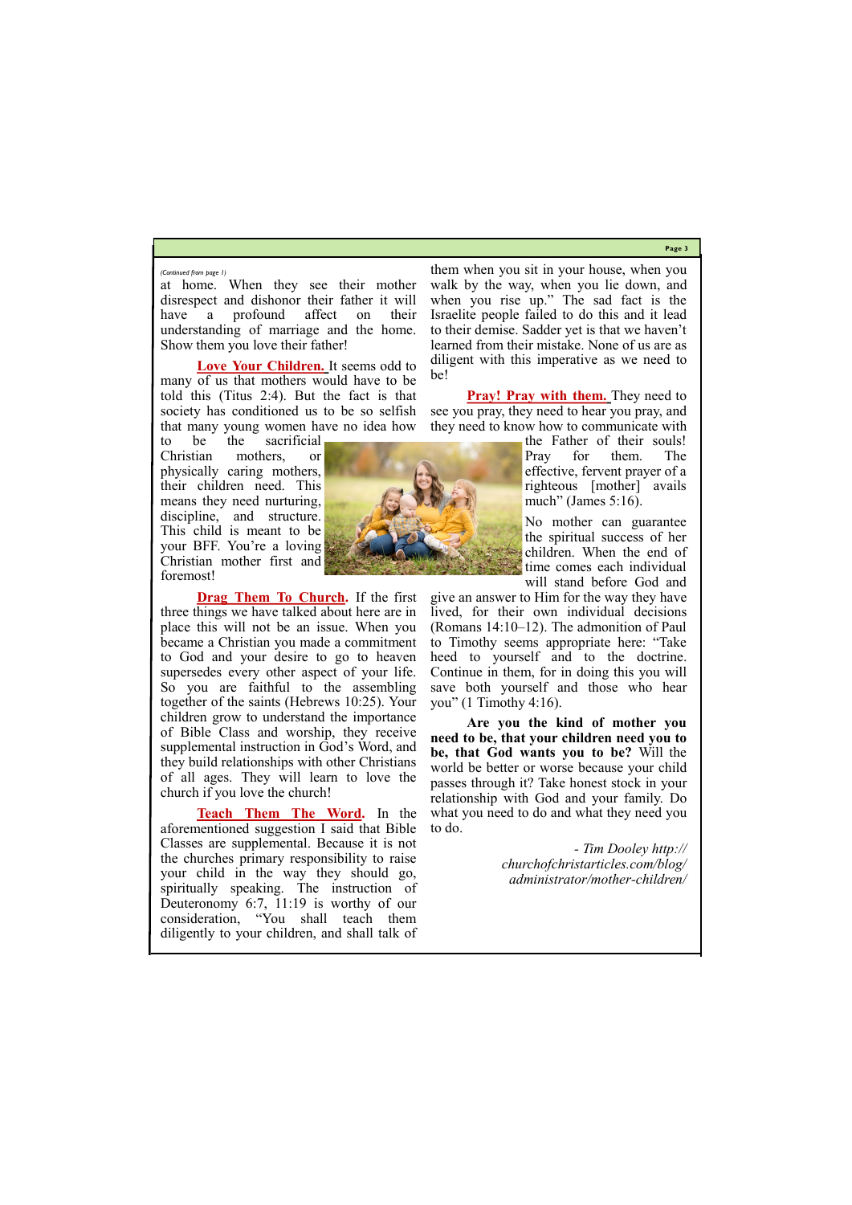*(Continued from page 1)*

at home. When they see their mother disrespect and dishonor their father it will have a profound affect on their understanding of marriage and the home. Show them you love their father!

**Love Your Children.** It seems odd to many of us that mothers would have to be told this (Titus 2:4). But the fact is that society has conditioned us to be so selfish that many young women have no idea how to be the sacrificial Christian mothers, or physically caring mothers, their children need. This means they need nurturing, discipline, and structure. This child is meant to be your BFF. You're a loving Christian mother first and foremost!

**Drag Them To Church.** If the first three things we have talked about here are in place this will not be an issue. When you became a Christian you made a commitment to God and your desire to go to heaven supersedes every other aspect of your life. So you are faithful to the assembling together of the saints (Hebrews 10:25). Your children grow to understand the importance of Bible Class and worship, they receive supplemental instruction in God's Word, and they build relationships with other Christians of all ages. They will learn to love the church if you love the church!

**Teach Them The Word.** In the aforementioned suggestion I said that Bible Classes are supplemental. Because it is not the churches primary responsibility to raise your child in the way they should go, spiritually speaking. The instruction of Deuteronomy 6:7, 11:19 is worthy of our consideration, "You shall teach them diligently to your children, and shall talk of them when you sit in your house, when you walk by the way, when you lie down, and when you rise up." The sad fact is the Israelite people failed to do this and it lead to their demise. Sadder yet is that we haven't learned from their mistake. None of us are as diligent with this imperative as we need to be!

**Pray! Pray with them.** They need to see you pray, they need to hear you pray, and they need to know how to communicate with the Father of their souls! Pray for them. The effective, fervent prayer of a righteous [mother] avails much" (James 5:16).

No mother can guarantee the spiritual success of her children. When the end of time comes each individual will stand before God and give an answer to Him for the way they have lived, for their own individual decisions (Romans 14:10–12). The admonition of Paul to Timothy seems appropriate here: "Take heed to yourself and to the doctrine. Continue in them, for in doing this you will save both yourself and those who hear you" (1 Timothy 4:16).

**Are you the kind of mother you need to be, that your children need you to be, that God wants you to be?** Will the world be better or worse because your child passes through it? Take honest stock in your relationship with God and your family. Do what you need to do and what they need you to do.

*- Tim Dooley http://churchofchristarticles.com/blog/administrator/mother-children/*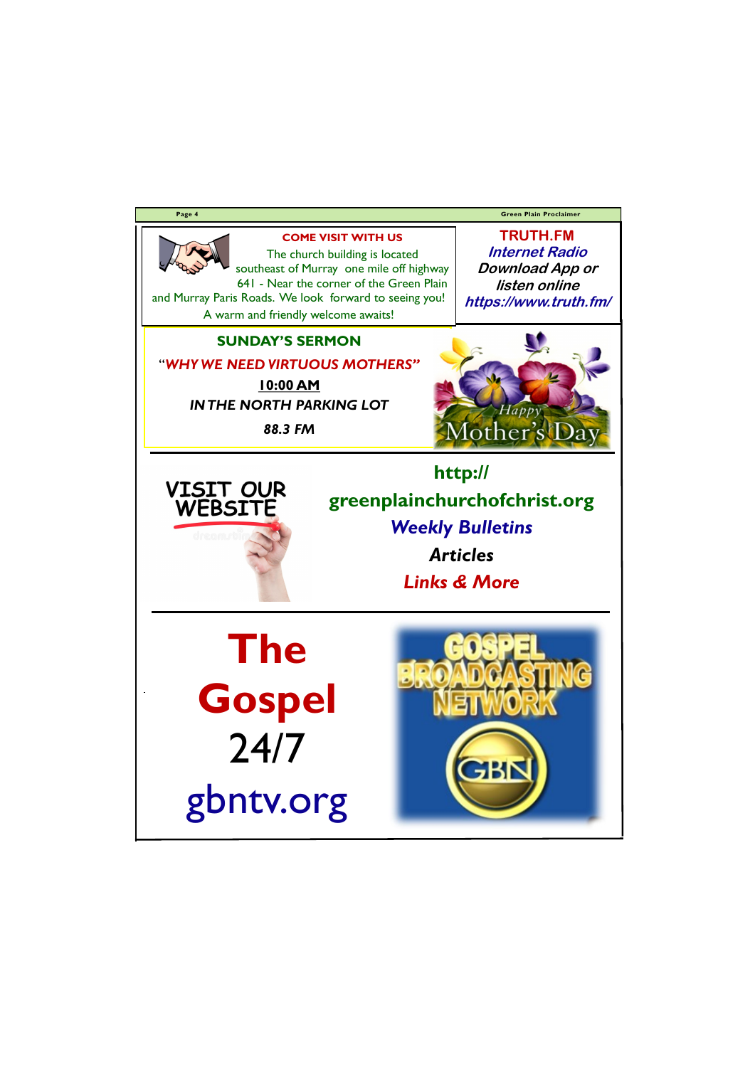## COME VISIT WITH US

The church building is located southeast of Murray one mile off highway 641 - Near the corner of the Green Plain and Murray Paris Roads. We look forward to seeing you! A warm and friendly welcome awaits!

## TRUTH.FM

*Internet Radio*

***Download App or listen online***

***https://www.truth.fm/***

## SUNDAY'S SERMON

"***WHY WE NEED VIRTUOUS MOTHERS***"

**10:00 AM**

***IN THE NORTH PARKING LOT***

***88.3 FM***

Happy Mother's Day

VISIT OUR WEBSITE

**http:// greenplainchurchofchrist.org**

***Weekly Bulletins***

***Articles***

***Links & More***

# The Gospel

24/7

gbntv.org

GOSPEL BROADCASTING NETWORK

GBN